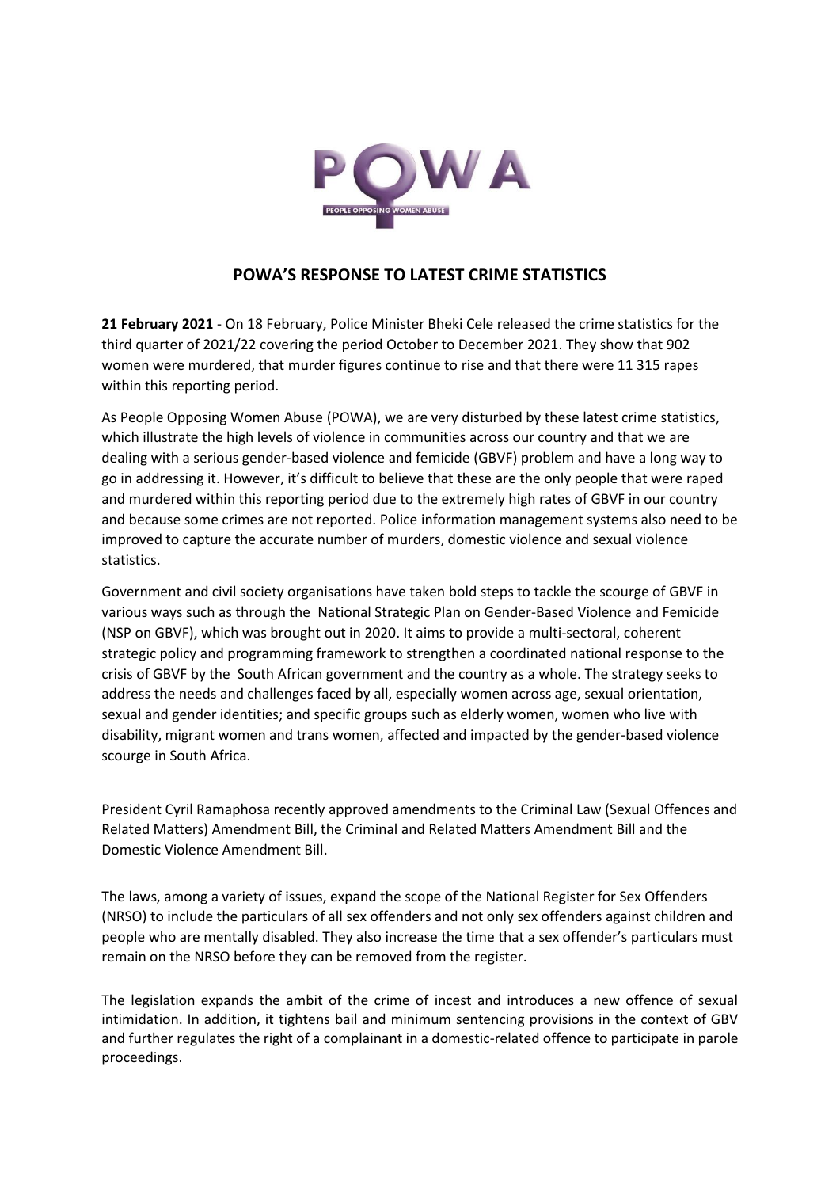# POWA'S RESPONSE TO LATEST CRIME STATISTICS

**21 February 2021** - On 18 February, Police Minister Bheki Cele released the crime statistics for the third quarter of 2021/22 covering the period October to December 2021. They show that 902 women were murdered, that murder figures continue to rise and that there were 11 315 rapes within this reporting period.

As People Opposing Women Abuse (POWA), we are very disturbed by these latest crime statistics, which illustrate the high levels of violence in communities across our country and that we are dealing with a serious gender-based violence and femicide (GBVF) problem and have a long way to go in addressing it. However, it's difficult to believe that these are the only people that were raped and murdered within this reporting period due to the extremely high rates of GBVF in our country and because some crimes are not reported. Police information management systems also need to be improved to capture the accurate number of murders, domestic violence and sexual violence statistics.

Government and civil society organisations have taken bold steps to tackle the scourge of GBVF in various ways such as through the National Strategic Plan on Gender-Based Violence and Femicide (NSP on GBVF), which was brought out in 2020. It aims to provide a multi-sectoral, coherent strategic policy and programming framework to strengthen a coordinated national response to the crisis of GBVF by the South African government and the country as a whole. The strategy seeks to address the needs and challenges faced by all, especially women across age, sexual orientation, sexual and gender identities; and specific groups such as elderly women, women who live with disability, migrant women and trans women, affected and impacted by the gender-based violence scourge in South Africa.

President Cyril Ramaphosa recently approved amendments to the Criminal Law (Sexual Offences and Related Matters) Amendment Bill, the Criminal and Related Matters Amendment Bill and the Domestic Violence Amendment Bill.

The laws, among a variety of issues, expand the scope of the National Register for Sex Offenders (NRSO) to include the particulars of all sex offenders and not only sex offenders against children and people who are mentally disabled. They also increase the time that a sex offender's particulars must remain on the NRSO before they can be removed from the register.

The legislation expands the ambit of the crime of incest and introduces a new offence of sexual intimidation. In addition, it tightens bail and minimum sentencing provisions in the context of GBV and further regulates the right of a complainant in a domestic-related offence to participate in parole proceedings.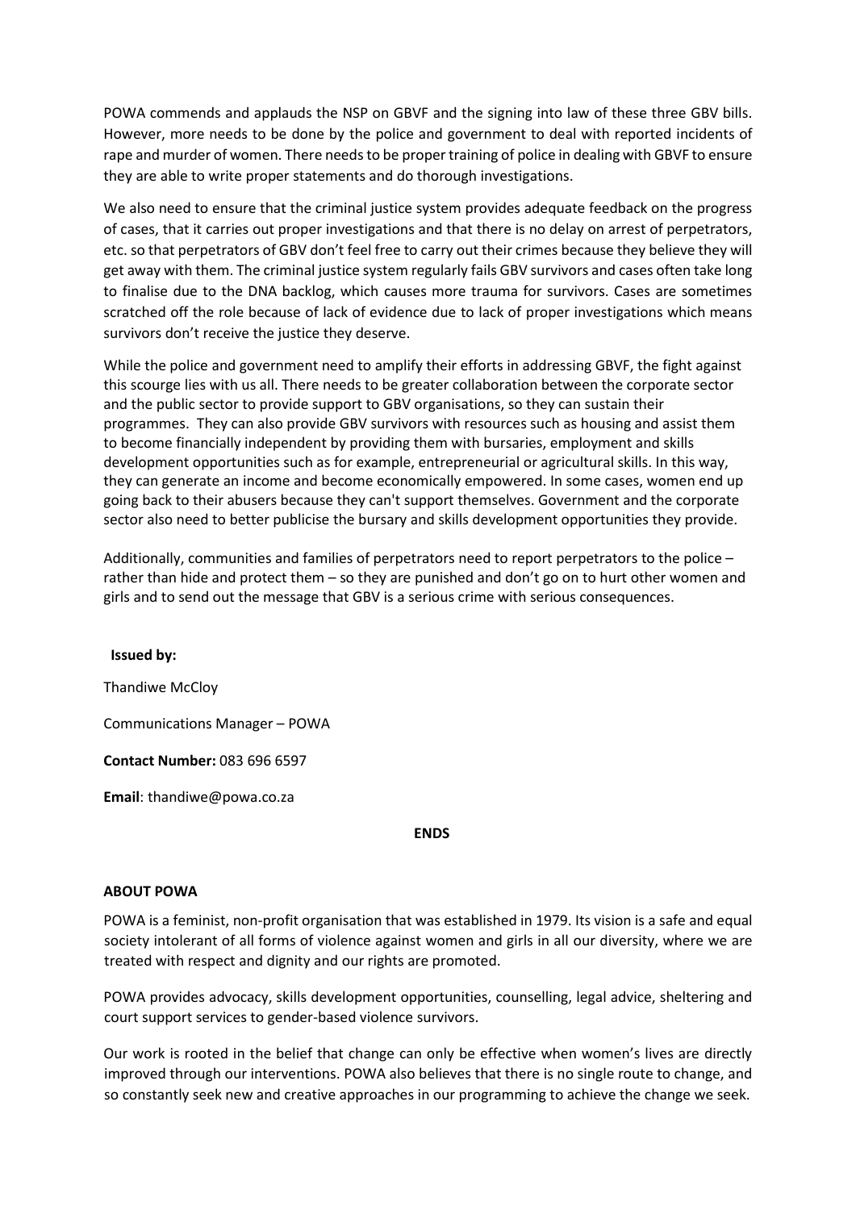POWA commends and applauds the NSP on GBVF and the signing into law of these three GBV bills. However, more needs to be done by the police and government to deal with reported incidents of rape and murder of women. There needs to be proper training of police in dealing with GBVF to ensure they are able to write proper statements and do thorough investigations.

We also need to ensure that the criminal justice system provides adequate feedback on the progress of cases, that it carries out proper investigations and that there is no delay on arrest of perpetrators, etc. so that perpetrators of GBV don't feel free to carry out their crimes because they believe they will get away with them. The criminal justice system regularly fails GBV survivors and cases often take long to finalise due to the DNA backlog, which causes more trauma for survivors. Cases are sometimes scratched off the role because of lack of evidence due to lack of proper investigations which means survivors don't receive the justice they deserve.

While the police and government need to amplify their efforts in addressing GBVF, the fight against this scourge lies with us all. There needs to be greater collaboration between the corporate sector and the public sector to provide support to GBV organisations, so they can sustain their programmes. They can also provide GBV survivors with resources such as housing and assist them to become financially independent by providing them with bursaries, employment and skills development opportunities such as for example, entrepreneurial or agricultural skills. In this way, they can generate an income and become economically empowered. In some cases, women end up going back to their abusers because they can't support themselves. Government and the corporate sector also need to better publicise the bursary and skills development opportunities they provide.

Additionally, communities and families of perpetrators need to report perpetrators to the police – rather than hide and protect them – so they are punished and don't go on to hurt other women and girls and to send out the message that GBV is a serious crime with serious consequences.

**Issued by:**

Thandiwe McCloy

Communications Manager – POWA

**Contact Number:** 083 696 6597

**Email**: thandiwe@powa.co.za

**ENDS**

**ABOUT POWA**

POWA is a feminist, non-profit organisation that was established in 1979. Its vision is a safe and equal society intolerant of all forms of violence against women and girls in all our diversity, where we are treated with respect and dignity and our rights are promoted.

POWA provides advocacy, skills development opportunities, counselling, legal advice, sheltering and court support services to gender-based violence survivors.

Our work is rooted in the belief that change can only be effective when women's lives are directly improved through our interventions. POWA also believes that there is no single route to change, and so constantly seek new and creative approaches in our programming to achieve the change we seek.